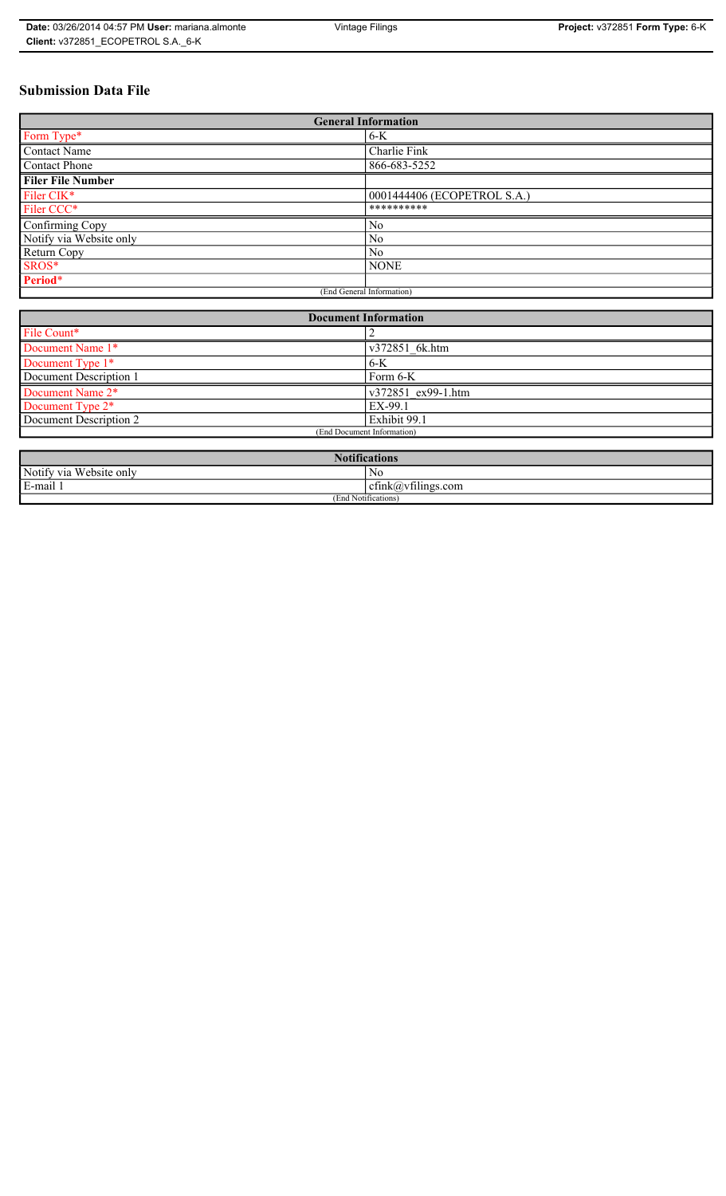# Submission Data File

| General Information | |
|---|---|
| Form Type* | 6-K |
| Contact Name | Charlie Fink |
| Contact Phone | 866-683-5252 |
| **Filer File Number** | |
| Filer CIK* | 0001444406 (ECOPETROL S.A.) |
| Filer CCC* | ********** |
| Confirming Copy | No |
| Notify via Website only | No |
| Return Copy | No |
| SROS* | NONE |
| **Period*** | |
| (End General Information) | |

| Document Information | |
|---|---|
| File Count* | 2 |
| Document Name 1* | v372851_6k.htm |
| Document Type 1* | 6-K |
| Document Description 1 | Form 6-K |
| Document Name 2* | v372851_ex99-1.htm |
| Document Type 2* | EX-99.1 |
| Document Description 2 | Exhibit 99.1 |
| (End Document Information) | |

| Notifications | |
|---|---|
| Notify via Website only | No |
| E-mail 1 | cfink@vfilings.com |
| (End Notifications) | |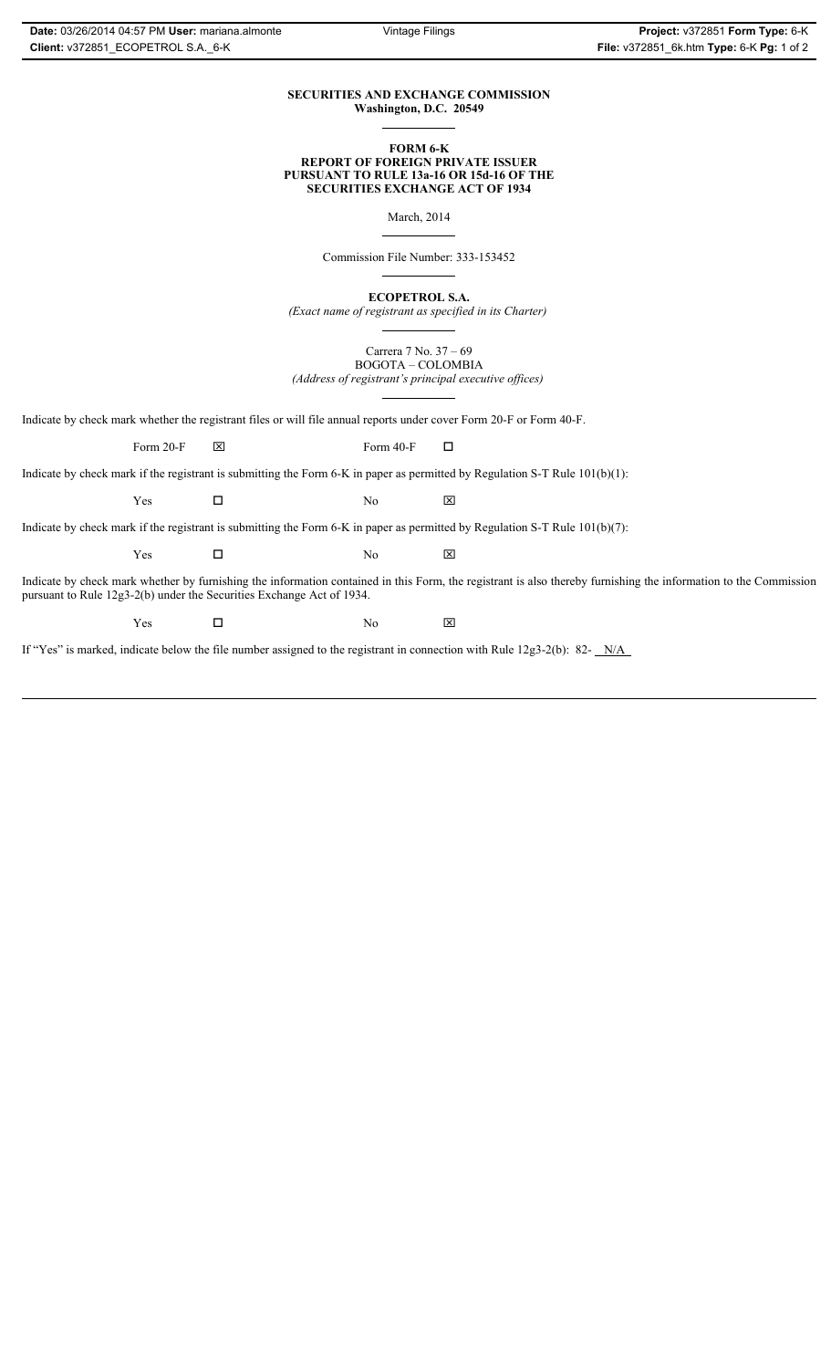**SECURITIES AND EXCHANGE COMMISSION**
**Washington, D.C. 20549**

---

**FORM 6-K**
**REPORT OF FOREIGN PRIVATE ISSUER**
**PURSUANT TO RULE 13a-16 OR 15d-16 OF THE**
**SECURITIES EXCHANGE ACT OF 1934**

March, 2014

---

Commission File Number: 333-153452

---

**ECOPETROL S.A.**
*(Exact name of registrant as specified in its Charter)*

---

Carrera 7 No. 37 – 69
BOGOTA – COLOMBIA
*(Address of registrant's principal executive offices)*

---

Indicate by check mark whether the registrant files or will file annual reports under cover Form 20-F or Form 40-F.

Form 20-F ☒ Form 40-F ☐

Indicate by check mark if the registrant is submitting the Form 6-K in paper as permitted by Regulation S-T Rule 101(b)(1):

Yes ☐ No ☒

Indicate by check mark if the registrant is submitting the Form 6-K in paper as permitted by Regulation S-T Rule 101(b)(7):

Yes ☐ No ☒

Indicate by check mark whether by furnishing the information contained in this Form, the registrant is also thereby furnishing the information to the Commission pursuant to Rule 12g3-2(b) under the Securities Exchange Act of 1934.

Yes ☐ No ☒

If "Yes" is marked, indicate below the file number assigned to the registrant in connection with Rule 12g3-2(b): 82- N/A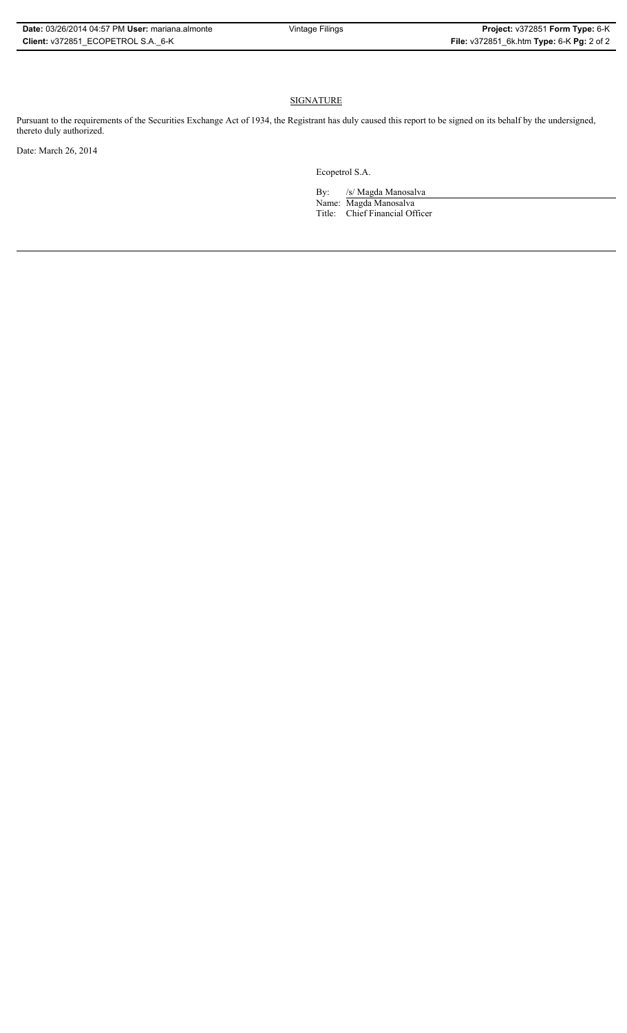## SIGNATURE

Pursuant to the requirements of the Securities Exchange Act of 1934, the Registrant has duly caused this report to be signed on its behalf by the undersigned, thereto duly authorized.

Date: March 26, 2014

Ecopetrol S.A.

By: /s/ Magda Manosalva

Name: Magda Manosalva

Title: Chief Financial Officer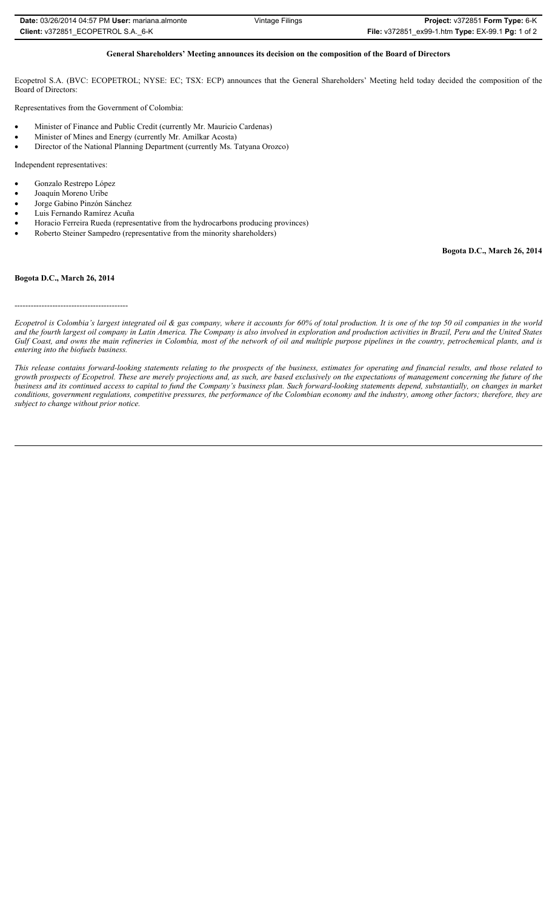**General Shareholders' Meeting announces its decision on the composition of the Board of Directors**

Ecopetrol S.A. (BVC: ECOPETROL; NYSE: EC; TSX: ECP) announces that the General Shareholders' Meeting held today decided the composition of the Board of Directors:

Representatives from the Government of Colombia:

- Minister of Finance and Public Credit (currently Mr. Mauricio Cardenas)
- Minister of Mines and Energy (currently Mr. Amilkar Acosta)
- Director of the National Planning Department (currently Ms. Tatyana Orozco)

Independent representatives:

- Gonzalo Restrepo López
- Joaquín Moreno Uribe
- Jorge Gabino Pinzón Sánchez
- Luis Fernando Ramírez Acuña
- Horacio Ferreira Rueda (representative from the hydrocarbons producing provinces)
- Roberto Steiner Sampedro (representative from the minority shareholders)

**Bogota D.C., March 26, 2014**

**Bogota D.C., March 26, 2014**

-----------------------------------------

*Ecopetrol is Colombia's largest integrated oil & gas company, where it accounts for 60% of total production. It is one of the top 50 oil companies in the world and the fourth largest oil company in Latin America. The Company is also involved in exploration and production activities in Brazil, Peru and the United States Gulf Coast, and owns the main refineries in Colombia, most of the network of oil and multiple purpose pipelines in the country, petrochemical plants, and is entering into the biofuels business.*

*This release contains forward-looking statements relating to the prospects of the business, estimates for operating and financial results, and those related to growth prospects of Ecopetrol. These are merely projections and, as such, are based exclusively on the expectations of management concerning the future of the business and its continued access to capital to fund the Company's business plan. Such forward-looking statements depend, substantially, on changes in market conditions, government regulations, competitive pressures, the performance of the Colombian economy and the industry, among other factors; therefore, they are subject to change without prior notice.*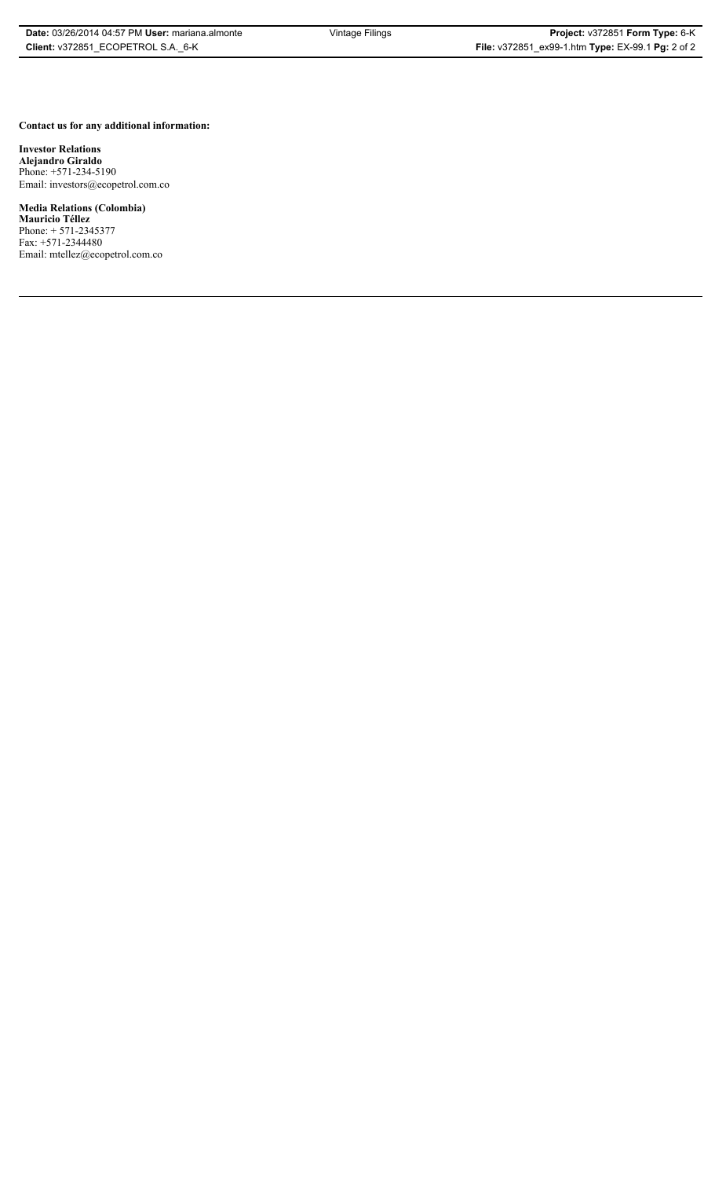**Contact us for any additional information:**

**Investor Relations**
**Alejandro Giraldo**
Phone: +571-234-5190
Email: investors@ecopetrol.com.co

**Media Relations (Colombia)**
**Mauricio Téllez**
Phone: + 571-2345377
Fax: +571-2344480
Email: mtellez@ecopetrol.com.co